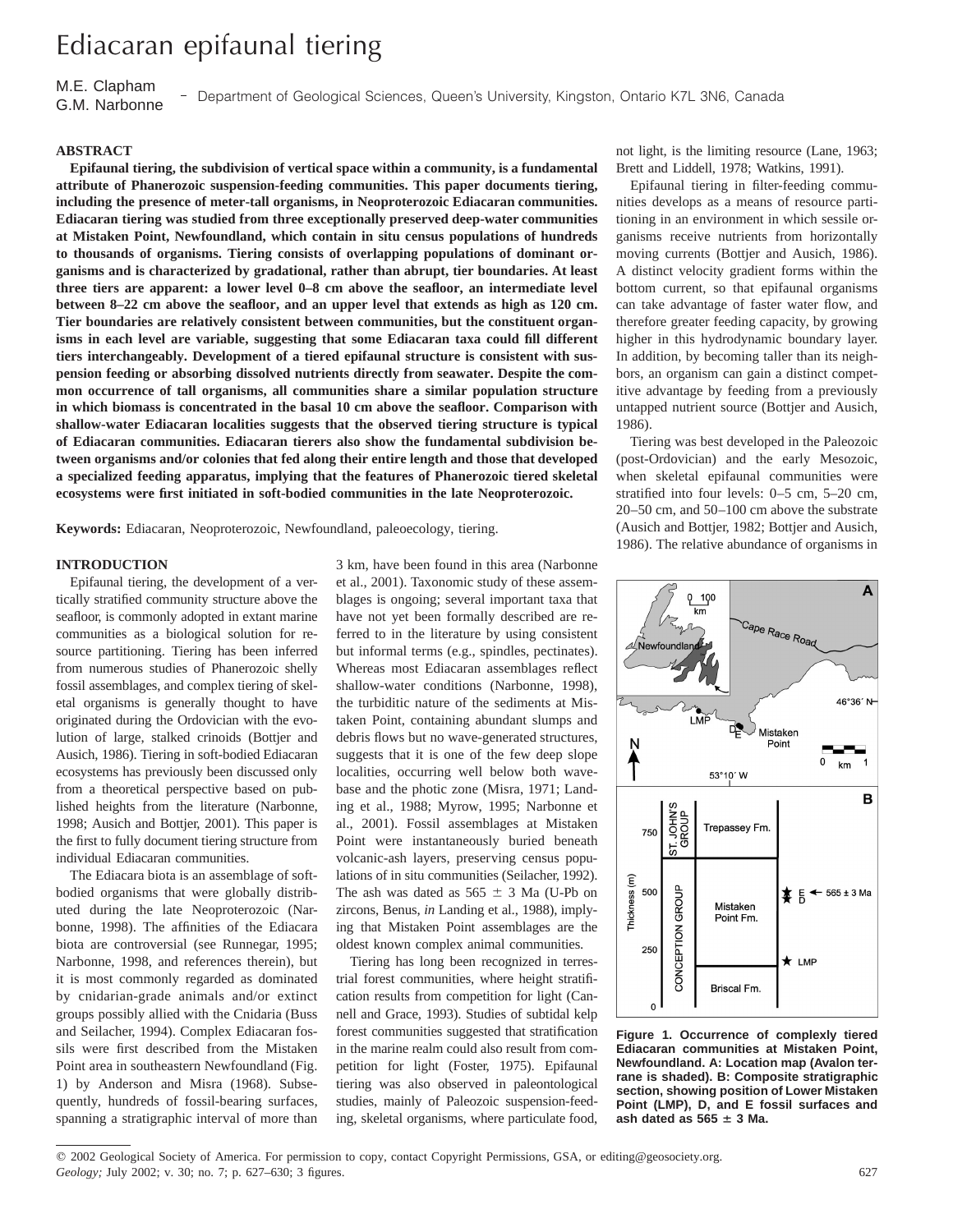# Ediacaran epifaunal tiering

M.E. Clapham
G.M. Narbonne — Department of Geological Sciences, Queen's University, Kingston, Ontario K7L 3N6, Canada

## ABSTRACT

**Epifaunal tiering, the subdivision of vertical space within a community, is a fundamental attribute of Phanerozoic suspension-feeding communities. This paper documents tiering, including the presence of meter-tall organisms, in Neoproterozoic Ediacaran communities. Ediacaran tiering was studied from three exceptionally preserved deep-water communities at Mistaken Point, Newfoundland, which contain in situ census populations of hundreds to thousands of organisms. Tiering consists of overlapping populations of dominant organisms and is characterized by gradational, rather than abrupt, tier boundaries. At least three tiers are apparent: a lower level 0–8 cm above the seafloor, an intermediate level between 8–22 cm above the seafloor, and an upper level that extends as high as 120 cm. Tier boundaries are relatively consistent between communities, but the constituent organisms in each level are variable, suggesting that some Ediacaran taxa could fill different tiers interchangeably. Development of a tiered epifaunal structure is consistent with suspension feeding or absorbing dissolved nutrients directly from seawater. Despite the common occurrence of tall organisms, all communities share a similar population structure in which biomass is concentrated in the basal 10 cm above the seafloor. Comparison with shallow-water Ediacaran localities suggests that the observed tiering structure is typical of Ediacaran communities. Ediacaran tierers also show the fundamental subdivision between organisms and/or colonies that fed along their entire length and those that developed a specialized feeding apparatus, implying that the features of Phanerozoic tiered skeletal ecosystems were first initiated in soft-bodied communities in the late Neoproterozoic.**

**Keywords:** Ediacaran, Neoproterozoic, Newfoundland, paleoecology, tiering.

## INTRODUCTION

Epifaunal tiering, the development of a vertically stratified community structure above the seafloor, is commonly adopted in extant marine communities as a biological solution for resource partitioning. Tiering has been inferred from numerous studies of Phanerozoic shelly fossil assemblages, and complex tiering of skeletal organisms is generally thought to have originated during the Ordovician with the evolution of large, stalked crinoids (Bottjer and Ausich, 1986). Tiering in soft-bodied Ediacaran ecosystems has previously been discussed only from a theoretical perspective based on published heights from the literature (Narbonne, 1998; Ausich and Bottjer, 2001). This paper is the first to fully document tiering structure from individual Ediacaran communities.

The Ediacara biota is an assemblage of soft-bodied organisms that were globally distributed during the late Neoproterozoic (Narbonne, 1998). The affinities of the Ediacara biota are controversial (see Runnegar, 1995; Narbonne, 1998, and references therein), but it is most commonly regarded as dominated by cnidarian-grade animals and/or extinct groups possibly allied with the Cnidaria (Buss and Seilacher, 1994). Complex Ediacaran fossils were first described from the Mistaken Point area in southeastern Newfoundland (Fig. 1) by Anderson and Misra (1968). Subsequently, hundreds of fossil-bearing surfaces, spanning a stratigraphic interval of more than 3 km, have been found in this area (Narbonne et al., 2001). Taxonomic study of these assemblages is ongoing; several important taxa that have not yet been formally described are referred to in the literature by using consistent but informal terms (e.g., spindles, pectinates). Whereas most Ediacaran assemblages reflect shallow-water conditions (Narbonne, 1998), the turbiditic nature of the sediments at Mistaken Point, containing abundant slumps and debris flows but no wave-generated structures, suggests that it is one of the few deep slope localities, occurring well below both wave-base and the photic zone (Misra, 1971; Landing et al., 1988; Myrow, 1995; Narbonne et al., 2001). Fossil assemblages at Mistaken Point were instantaneously buried beneath volcanic-ash layers, preserving census populations of in situ communities (Seilacher, 1992). The ash was dated as $565 \pm 3$ Ma (U-Pb on zircons, Benus, *in* Landing et al., 1988), implying that Mistaken Point assemblages are the oldest known complex animal communities.

Tiering has long been recognized in terrestrial forest communities, where height stratification results from competition for light (Cannell and Grace, 1993). Studies of subtidal kelp forest communities suggested that stratification in the marine realm could also result from competition for light (Foster, 1975). Epifaunal tiering was also observed in paleontological studies, mainly of Paleozoic suspension-feeding, skeletal organisms, where particulate food, not light, is the limiting resource (Lane, 1963; Brett and Liddell, 1978; Watkins, 1991).

Epifaunal tiering in filter-feeding communities develops as a means of resource partitioning in an environment in which sessile organisms receive nutrients from horizontally moving currents (Bottjer and Ausich, 1986). A distinct velocity gradient forms within the bottom current, so that epifaunal organisms can take advantage of faster water flow, and therefore greater feeding capacity, by growing higher in this hydrodynamic boundary layer. In addition, by becoming taller than its neighbors, an organism can gain a distinct competitive advantage by feeding from a previously untapped nutrient source (Bottjer and Ausich, 1986).

Tiering was best developed in the Paleozoic (post-Ordovician) and the early Mesozoic, when skeletal epifaunal communities were stratified into four levels: 0–5 cm, 5–20 cm, 20–50 cm, and 50–100 cm above the substrate (Ausich and Bottjer, 1982; Bottjer and Ausich, 1986). The relative abundance of organisms in

**Figure 1. Occurrence of complexly tiered Ediacaran communities at Mistaken Point, Newfoundland. A: Location map (Avalon terrane is shaded). B: Composite stratigraphic section, showing position of Lower Mistaken Point (LMP), D, and E fossil surfaces and ash dated as $565 \pm 3$ Ma.**

© 2002 Geological Society of America. For permission to copy, contact Copyright Permissions, GSA, or editing@geosociety.org.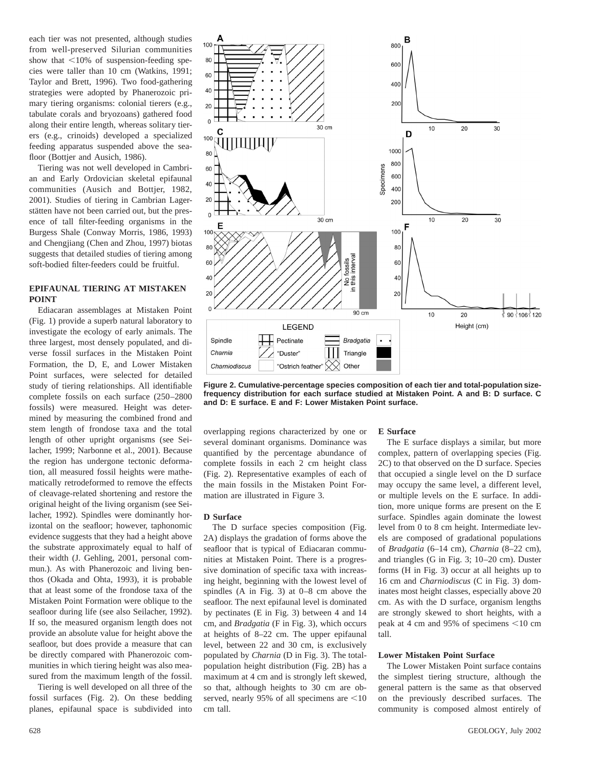each tier was not presented, although studies from well-preserved Silurian communities show that <10% of suspension-feeding species were taller than 10 cm (Watkins, 1991; Taylor and Brett, 1996). Two food-gathering strategies were adopted by Phanerozoic primary tiering organisms: colonial tierers (e.g., tabulate corals and bryozoans) gathered food along their entire length, whereas solitary tierers (e.g., crinoids) developed a specialized feeding apparatus suspended above the seafloor (Bottjer and Ausich, 1986).

Tiering was not well developed in Cambrian and Early Ordovician skeletal epifaunal communities (Ausich and Bottjer, 1982, 2001). Studies of tiering in Cambrian Lagerstätten have not been carried out, but the presence of tall filter-feeding organisms in the Burgess Shale (Conway Morris, 1986, 1993) and Chengjiang (Chen and Zhou, 1997) biotas suggests that detailed studies of tiering among soft-bodied filter-feeders could be fruitful.

## EPIFAUNAL TIERING AT MISTAKEN POINT

Ediacaran assemblages at Mistaken Point (Fig. 1) provide a superb natural laboratory to investigate the ecology of early animals. The three largest, most densely populated, and diverse fossil surfaces in the Mistaken Point Formation, the D, E, and Lower Mistaken Point surfaces, were selected for detailed study of tiering relationships. All identifiable complete fossils on each surface (250–2800 fossils) were measured. Height was determined by measuring the combined frond and stem length of frondose taxa and the total length of other upright organisms (see Seilacher, 1999; Narbonne et al., 2001). Because the region has undergone tectonic deformation, all measured fossil heights were mathematically retrodeformed to remove the effects of cleavage-related shortening and restore the original height of the living organism (see Seilacher, 1992). Spindles were dominantly horizontal on the seafloor; however, taphonomic evidence suggests that they had a height above the substrate approximately equal to half of their width (J. Gehling, 2001, personal commun.). As with Phanerozoic and living benthos (Okada and Ohta, 1993), it is probable that at least some of the frondose taxa of the Mistaken Point Formation were oblique to the seafloor during life (see also Seilacher, 1992). If so, the measured organism length does not provide an absolute value for height above the seafloor, but does provide a measure that can be directly compared with Phanerozoic communities in which tiering height was also measured from the maximum length of the fossil.

Tiering is well developed on all three of the fossil surfaces (Fig. 2). On these bedding planes, epifaunal space is subdivided into overlapping regions characterized by one or several dominant organisms. Dominance was quantified by the percentage abundance of complete fossils in each 2 cm height class (Fig. 2). Representative examples of each of the main fossils in the Mistaken Point Formation are illustrated in Figure 3.

**Figure 2. Cumulative-percentage species composition of each tier and total-population size-frequency distribution for each surface studied at Mistaken Point. A and B: D surface. C and D: E surface. E and F: Lower Mistaken Point surface.**

### D Surface

The D surface species composition (Fig. 2A) displays the gradation of forms above the seafloor that is typical of Ediacaran communities at Mistaken Point. There is a progressive domination of specific taxa with increasing height, beginning with the lowest level of spindles (A in Fig. 3) at 0–8 cm above the seafloor. The next epifaunal level is dominated by pectinates (E in Fig. 3) between 4 and 14 cm, and *Bradgatia* (F in Fig. 3), which occurs at heights of 8–22 cm. The upper epifaunal level, between 22 and 30 cm, is exclusively populated by *Charnia* (D in Fig. 3). The total-population height distribution (Fig. 2B) has a maximum at 4 cm and is strongly left skewed, so that, although heights to 30 cm are observed, nearly 95% of all specimens are <10 cm tall.

### E Surface

The E surface displays a similar, but more complex, pattern of overlapping species (Fig. 2C) to that observed on the D surface. Species that occupied a single level on the D surface may occupy the same level, a different level, or multiple levels on the E surface. In addition, more unique forms are present on the E surface. Spindles again dominate the lowest level from 0 to 8 cm height. Intermediate levels are composed of gradational populations of *Bradgatia* (6–14 cm), *Charnia* (8–22 cm), and triangles (G in Fig. 3; 10–20 cm). Duster forms (H in Fig. 3) occur at all heights up to 16 cm and *Charniodiscus* (C in Fig. 3) dominates most height classes, especially above 20 cm. As with the D surface, organism lengths are strongly skewed to short heights, with a peak at 4 cm and 95% of specimens <10 cm tall.

### Lower Mistaken Point Surface

The Lower Mistaken Point surface contains the simplest tiering structure, although the general pattern is the same as that observed on the previously described surfaces. The community is composed almost entirely of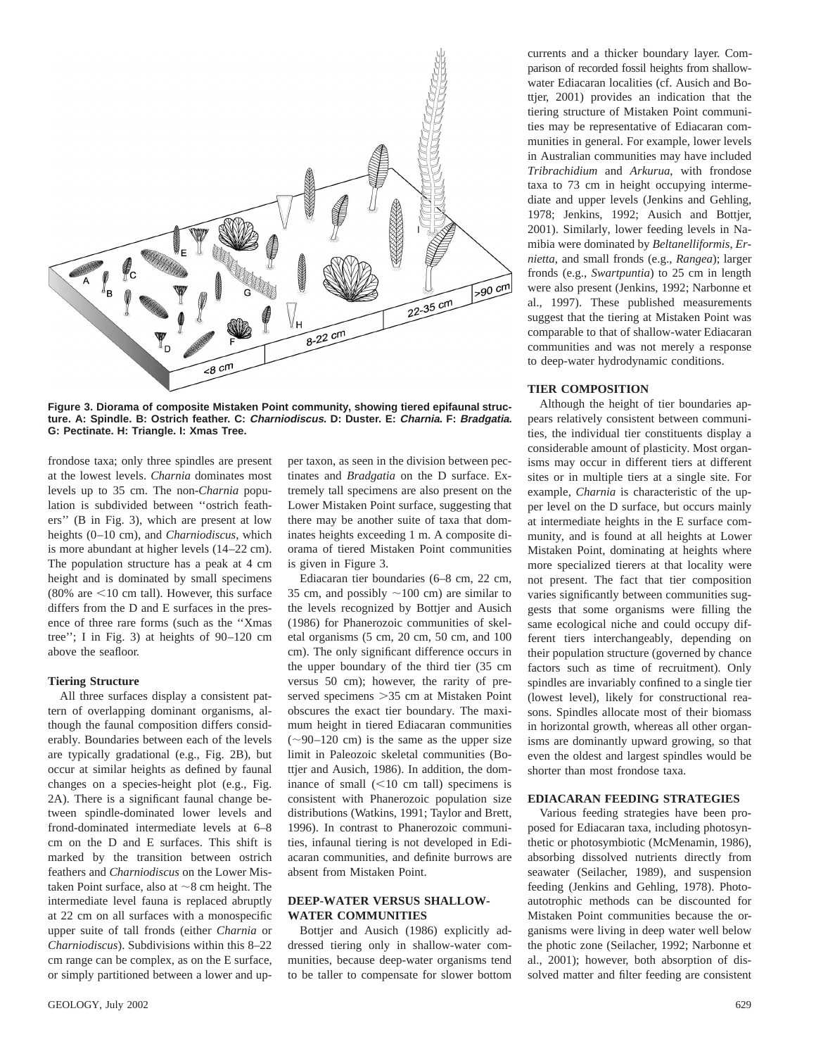Figure 3. Diorama of composite Mistaken Point community, showing tiered epifaunal structure. A: Spindle. B: Ostrich feather. C: *Charniodiscus*. D: Duster. E: *Charnia*. F: *Bradgatia*. G: Pectinate. H: Triangle. I: Xmas Tree.

frondose taxa; only three spindles are present at the lowest levels. *Charnia* dominates most levels up to 35 cm. The non-*Charnia* population is subdivided between ''ostrich feathers'' (B in Fig. 3), which are present at low heights (0–10 cm), and *Charniodiscus*, which is more abundant at higher levels (14–22 cm). The population structure has a peak at 4 cm height and is dominated by small specimens (80% are <10 cm tall). However, this surface differs from the D and E surfaces in the presence of three rare forms (such as the ''Xmas tree''; I in Fig. 3) at heights of 90–120 cm above the seafloor.

### Tiering Structure

All three surfaces display a consistent pattern of overlapping dominant organisms, although the faunal composition differs considerably. Boundaries between each of the levels are typically gradational (e.g., Fig. 2B), but occur at similar heights as defined by faunal changes on a species-height plot (e.g., Fig. 2A). There is a significant faunal change between spindle-dominated lower levels and frond-dominated intermediate levels at 6–8 cm on the D and E surfaces. This shift is marked by the transition between ostrich feathers and *Charniodiscus* on the Lower Mistaken Point surface, also at ~8 cm height. The intermediate level fauna is replaced abruptly at 22 cm on all surfaces with a monospecific upper suite of tall fronds (either *Charnia* or *Charniodiscus*). Subdivisions within this 8–22 cm range can be complex, as on the E surface, or simply partitioned between a lower and upper taxon, as seen in the division between pectinates and *Bradgatia* on the D surface. Extremely tall specimens are also present on the Lower Mistaken Point surface, suggesting that there may be another suite of taxa that dominates heights exceeding 1 m. A composite diorama of tiered Mistaken Point communities is given in Figure 3.

Ediacaran tier boundaries (6–8 cm, 22 cm, 35 cm, and possibly ~100 cm) are similar to the levels recognized by Bottjer and Ausich (1986) for Phanerozoic communities of skeletal organisms (5 cm, 20 cm, 50 cm, and 100 cm). The only significant difference occurs in the upper boundary of the third tier (35 cm versus 50 cm); however, the rarity of preserved specimens >35 cm at Mistaken Point obscures the exact tier boundary. The maximum height in tiered Ediacaran communities (~90–120 cm) is the same as the upper size limit in Paleozoic skeletal communities (Bottjer and Ausich, 1986). In addition, the dominance of small (<10 cm tall) specimens is consistent with Phanerozoic population size distributions (Watkins, 1991; Taylor and Brett, 1996). In contrast to Phanerozoic communities, infaunal tiering is not developed in Ediacaran communities, and definite burrows are absent from Mistaken Point.

## DEEP-WATER VERSUS SHALLOW-WATER COMMUNITIES

Bottjer and Ausich (1986) explicitly addressed tiering only in shallow-water communities, because deep-water organisms tend to be taller to compensate for slower bottom currents and a thicker boundary layer. Comparison of recorded fossil heights from shallow-water Ediacaran localities (cf. Ausich and Bottjer, 2001) provides an indication that the tiering structure of Mistaken Point communities may be representative of Ediacaran communities in general. For example, lower levels in Australian communities may have included *Tribrachidium* and *Arkurua*, with frondose taxa to 73 cm in height occupying intermediate and upper levels (Jenkins and Gehling, 1978; Jenkins, 1992; Ausich and Bottjer, 2001). Similarly, lower feeding levels in Namibia were dominated by *Beltanelliformis*, *Ernietta*, and small fronds (e.g., *Rangea*); larger fronds (e.g., *Swartpuntia*) to 25 cm in length were also present (Jenkins, 1992; Narbonne et al., 1997). These published measurements suggest that the tiering at Mistaken Point was comparable to that of shallow-water Ediacaran communities and was not merely a response to deep-water hydrodynamic conditions.

## TIER COMPOSITION

Although the height of tier boundaries appears relatively consistent between communities, the individual tier constituents display a considerable amount of plasticity. Most organisms may occur in different tiers at different sites or in multiple tiers at a single site. For example, *Charnia* is characteristic of the upper level on the D surface, but occurs mainly at intermediate heights in the E surface community, and is found at all heights at Lower Mistaken Point, dominating at heights where more specialized tierers at that locality were not present. The fact that tier composition varies significantly between communities suggests that some organisms were filling the same ecological niche and could occupy different tiers interchangeably, depending on their population structure (governed by chance factors such as time of recruitment). Only spindles are invariably confined to a single tier (lowest level), likely for constructional reasons. Spindles allocate most of their biomass in horizontal growth, whereas all other organisms are dominantly upward growing, so that even the oldest and largest spindles would be shorter than most frondose taxa.

## EDIACARAN FEEDING STRATEGIES

Various feeding strategies have been proposed for Ediacaran taxa, including photosynthetic or photosymbiotic (McMenamin, 1986), absorbing dissolved nutrients directly from seawater (Seilacher, 1989), and suspension feeding (Jenkins and Gehling, 1978). Photoautotrophic methods can be discounted for Mistaken Point communities because the organisms were living in deep water well below the photic zone (Seilacher, 1992; Narbonne et al., 2001); however, both absorption of dissolved matter and filter feeding are consistent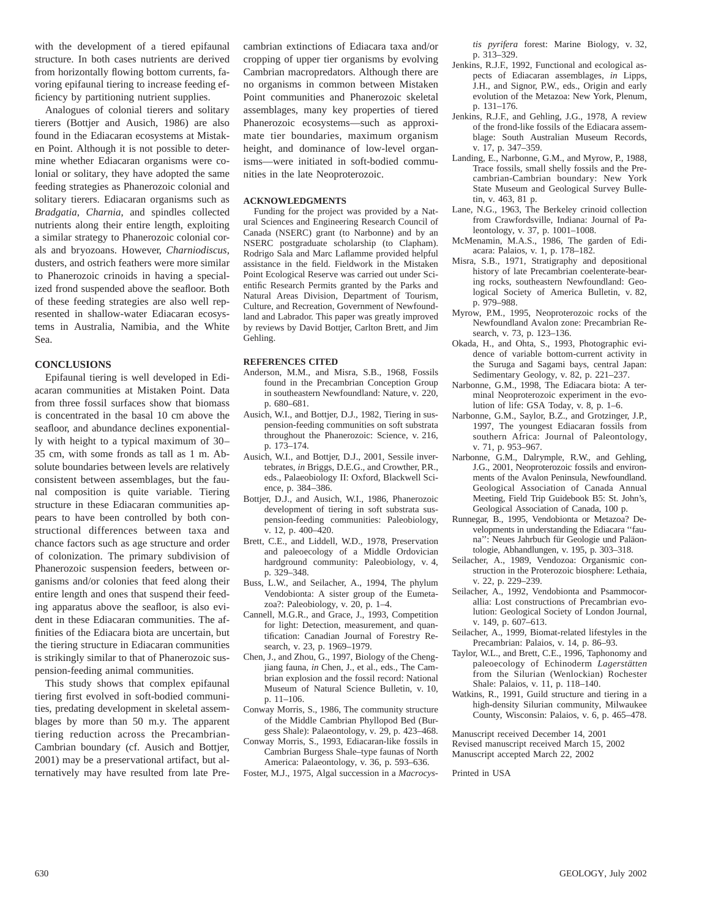with the development of a tiered epifaunal structure. In both cases nutrients are derived from horizontally flowing bottom currents, favoring epifaunal tiering to increase feeding efficiency by partitioning nutrient supplies.

Analogues of colonial tierers and solitary tierers (Bottjer and Ausich, 1986) are also found in the Ediacaran ecosystems at Mistaken Point. Although it is not possible to determine whether Ediacaran organisms were colonial or solitary, they have adopted the same feeding strategies as Phanerozoic colonial and solitary tierers. Ediacaran organisms such as *Bradgatia*, *Charnia*, and spindles collected nutrients along their entire length, exploiting a similar strategy to Phanerozoic colonial corals and bryozoans. However, *Charniodiscus*, dusters, and ostrich feathers were more similar to Phanerozoic crinoids in having a specialized frond suspended above the seafloor. Both of these feeding strategies are also well represented in shallow-water Ediacaran ecosystems in Australia, Namibia, and the White Sea.

## CONCLUSIONS

Epifaunal tiering is well developed in Ediacaran communities at Mistaken Point. Data from three fossil surfaces show that biomass is concentrated in the basal 10 cm above the seafloor, and abundance declines exponentially with height to a typical maximum of 30–35 cm, with some fronds as tall as 1 m. Absolute boundaries between levels are relatively consistent between assemblages, but the faunal composition is quite variable. Tiering structure in these Ediacaran communities appears to have been controlled by both constructional differences between taxa and chance factors such as age structure and order of colonization. The primary subdivision of Phanerozoic suspension feeders, between organisms and/or colonies that feed along their entire length and ones that suspend their feeding apparatus above the seafloor, is also evident in these Ediacaran communities. The affinities of the Ediacara biota are uncertain, but the tiering structure in Ediacaran communities is strikingly similar to that of Phanerozoic suspension-feeding animal communities.

This study shows that complex epifaunal tiering first evolved in soft-bodied communities, predating development in skeletal assemblages by more than 50 m.y. The apparent tiering reduction across the Precambrian-Cambrian boundary (cf. Ausich and Bottjer, 2001) may be a preservational artifact, but alternatively may have resulted from late Precambrian extinctions of Ediacara taxa and/or cropping of upper tier organisms by evolving Cambrian macropredators. Although there are no organisms in common between Mistaken Point communities and Phanerozoic skeletal assemblages, many key properties of tiered Phanerozoic ecosystems—such as approximate tier boundaries, maximum organism height, and dominance of low-level organisms—were initiated in soft-bodied communities in the late Neoproterozoic.

## ACKNOWLEDGMENTS

Funding for the project was provided by a Natural Sciences and Engineering Research Council of Canada (NSERC) grant (to Narbonne) and by an NSERC postgraduate scholarship (to Clapham). Rodrigo Sala and Marc Laflamme provided helpful assistance in the field. Fieldwork in the Mistaken Point Ecological Reserve was carried out under Scientific Research Permits granted by the Parks and Natural Areas Division, Department of Tourism, Culture, and Recreation, Government of Newfoundland and Labrador. This paper was greatly improved by reviews by David Bottjer, Carlton Brett, and Jim Gehling.

## REFERENCES CITED

Anderson, M.M., and Misra, S.B., 1968, Fossils found in the Precambrian Conception Group in southeastern Newfoundland: Nature, v. 220, p. 680–681.

Ausich, W.I., and Bottjer, D.J., 1982, Tiering in suspension-feeding communities on soft substrata throughout the Phanerozoic: Science, v. 216, p. 173–174.

Ausich, W.I., and Bottjer, D.J., 2001, Sessile invertebrates, *in* Briggs, D.E.G., and Crowther, P.R., eds., Palaeobiology II: Oxford, Blackwell Science, p. 384–386.

Bottjer, D.J., and Ausich, W.I., 1986, Phanerozoic development of tiering in soft substrata suspension-feeding communities: Paleobiology, v. 12, p. 400–420.

Brett, C.E., and Liddell, W.D., 1978, Preservation and paleoecology of a Middle Ordovician hardground community: Paleobiology, v. 4, p. 329–348.

Buss, L.W., and Seilacher, A., 1994, The phylum Vendobionta: A sister group of the Eumetazoa?: Paleobiology, v. 20, p. 1–4.

Cannell, M.G.R., and Grace, J., 1993, Competition for light: Detection, measurement, and quantification: Canadian Journal of Forestry Research, v. 23, p. 1969–1979.

Chen, J., and Zhou, G., 1997, Biology of the Chengjiang fauna, *in* Chen, J., et al., eds., The Cambrian explosion and the fossil record: National Museum of Natural Science Bulletin, v. 10, p. 11–106.

Conway Morris, S., 1986, The community structure of the Middle Cambrian Phyllopod Bed (Burgess Shale): Palaeontology, v. 29, p. 423–468.

Conway Morris, S., 1993, Ediacaran-like fossils in Cambrian Burgess Shale–type faunas of North America: Palaeontology, v. 36, p. 593–636.

Foster, M.J., 1975, Algal succession in a *Macrocystis pyrifera* forest: Marine Biology, v. 32, p. 313–329.

Jenkins, R.J.F., 1992, Functional and ecological aspects of Ediacaran assemblages, *in* Lipps, J.H., and Signor, P.W., eds., Origin and early evolution of the Metazoa: New York, Plenum, p. 131–176.

Jenkins, R.J.F., and Gehling, J.G., 1978, A review of the frond-like fossils of the Ediacara assemblage: South Australian Museum Records, v. 17, p. 347–359.

Landing, E., Narbonne, G.M., and Myrow, P., 1988, Trace fossils, small shelly fossils and the Precambrian-Cambrian boundary: New York State Museum and Geological Survey Bulletin, v. 463, 81 p.

Lane, N.G., 1963, The Berkeley crinoid collection from Crawfordsville, Indiana: Journal of Paleontology, v. 37, p. 1001–1008.

McMenamin, M.A.S., 1986, The garden of Ediacara: Palaios, v. 1, p. 178–182.

Misra, S.B., 1971, Stratigraphy and depositional history of late Precambrian coelenterate-bearing rocks, southeastern Newfoundland: Geological Society of America Bulletin, v. 82, p. 979–988.

Myrow, P.M., 1995, Neoproterozoic rocks of the Newfoundland Avalon zone: Precambrian Research, v. 73, p. 123–136.

Okada, H., and Ohta, S., 1993, Photographic evidence of variable bottom-current activity in the Suruga and Sagami bays, central Japan: Sedimentary Geology, v. 82, p. 221–237.

Narbonne, G.M., 1998, The Ediacara biota: A terminal Neoproterozoic experiment in the evolution of life: GSA Today, v. 8, p. 1–6.

Narbonne, G.M., Saylor, B.Z., and Grotzinger, J.P., 1997, The youngest Ediacaran fossils from southern Africa: Journal of Paleontology, v. 71, p. 953–967.

Narbonne, G.M., Dalrymple, R.W., and Gehling, J.G., 2001, Neoproterozoic fossils and environments of the Avalon Peninsula, Newfoundland. Geological Association of Canada Annual Meeting, Field Trip Guidebook B5: St. John's, Geological Association of Canada, 100 p.

Runnegar, B., 1995, Vendobionta or Metazoa? Developments in understanding the Ediacara ''fauna'': Neues Jahrbuch für Geologie und Paläontologie, Abhandlungen, v. 195, p. 303–318.

Seilacher, A., 1989, Vendozoa: Organismic construction in the Proterozoic biosphere: Lethaia, v. 22, p. 229–239.

Seilacher, A., 1992, Vendobionta and Psammocorallia: Lost constructions of Precambrian evolution: Geological Society of London Journal, v. 149, p. 607–613.

Seilacher, A., 1999, Biomat-related lifestyles in the Precambrian: Palaios, v. 14, p. 86–93.

Taylor, W.L., and Brett, C.E., 1996, Taphonomy and paleoecology of Echinoderm *Lagerstätten* from the Silurian (Wenlockian) Rochester Shale: Palaios, v. 11, p. 118–140.

Watkins, R., 1991, Guild structure and tiering in a high-density Silurian community, Milwaukee County, Wisconsin: Palaios, v. 6, p. 465–478.

Manuscript received December 14, 2001
Revised manuscript received March 15, 2002
Manuscript accepted March 22, 2002

Printed in USA